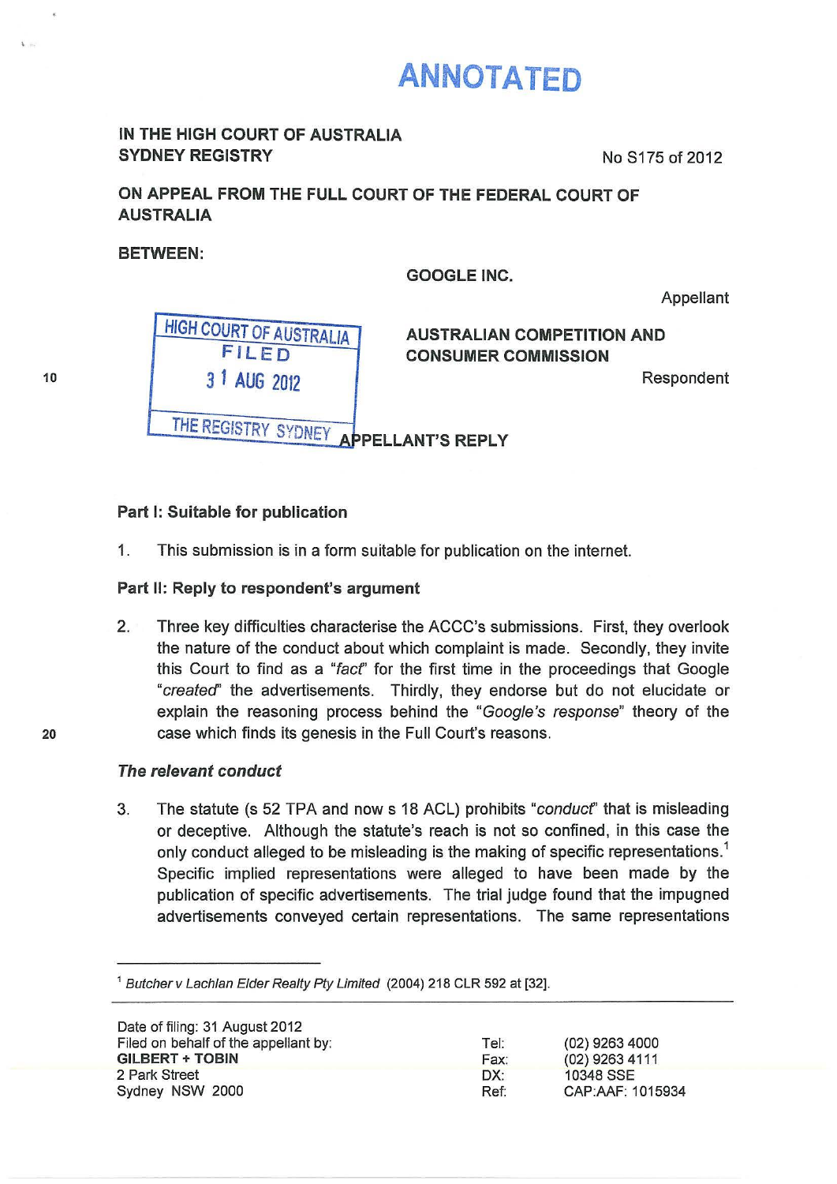# ANNOTATED

**IN THE HIGH COURT OF AUSTRALIA**
**SYDNEY REGISTRY**

No S175 of 2012

**ON APPEAL FROM THE FULL COURT OF THE FEDERAL COURT OF AUSTRALIA**

**BETWEEN:**

**GOOGLE INC.**

Appellant

**AUSTRALIAN COMPETITION AND CONSUMER COMMISSION**

Respondent

HIGH COURT OF AUSTRALIA
FILED
31 AUG 2012
THE REGISTRY SYDNEY

## APPELLANT'S REPLY

### Part I: Suitable for publication

1. This submission is in a form suitable for publication on the internet.

### Part II: Reply to respondent's argument

2. Three key difficulties characterise the ACCC's submissions. First, they overlook the nature of the conduct about which complaint is made. Secondly, they invite this Court to find as a "*fact*" for the first time in the proceedings that Google "*created*" the advertisements. Thirdly, they endorse but do not elucidate or explain the reasoning process behind the "*Google's response*" theory of the case which finds its genesis in the Full Court's reasons.

### *The relevant conduct*

3. The statute (s 52 TPA and now s 18 ACL) prohibits "*conduct*" that is misleading or deceptive. Although the statute's reach is not so confined, in this case the only conduct alleged to be misleading is the making of specific representations.[1] Specific implied representations were alleged to have been made by the publication of specific advertisements. The trial judge found that the impugned advertisements conveyed certain representations. The same representations

[1] *Butcher v Lachlan Elder Realty Pty Limited* (2004) 218 CLR 592 at [32].

Date of filing: 31 August 2012
Filed on behalf of the appellant by:
**GILBERT + TOBIN**
2 Park Street
Sydney NSW 2000

Tel: (02) 9263 4000
Fax: (02) 9263 4111
DX: 10348 SSE
Ref: CAP:AAF: 1015934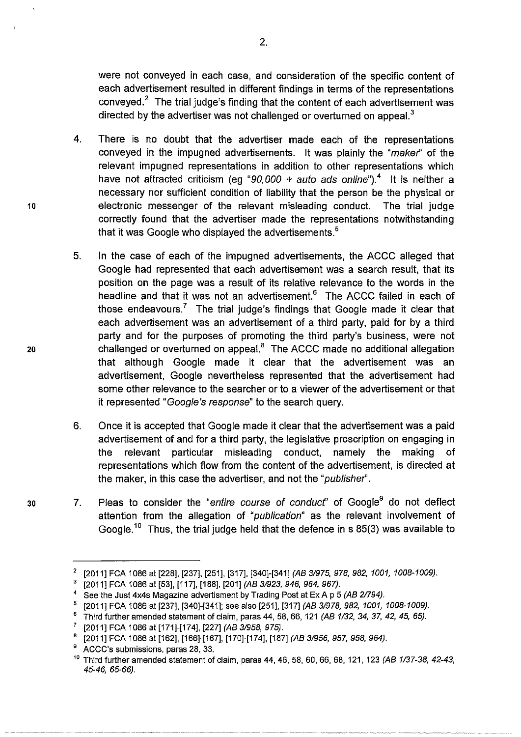were not conveyed in each case, and consideration of the specific content of each advertisement resulted in different findings in terms of the representations conveyed.[2] The trial judge's finding that the content of each advertisement was directed by the advertiser was not challenged or overturned on appeal.[3]

4. There is no doubt that the advertiser made each of the representations conveyed in the impugned advertisements. It was plainly the "*maker*" of the relevant impugned representations in addition to other representations which have not attracted criticism (eg "*90,000 + auto ads online*").[4] It is neither a necessary nor sufficient condition of liability that the person be the physical or electronic messenger of the relevant misleading conduct. The trial judge correctly found that the advertiser made the representations notwithstanding that it was Google who displayed the advertisements.[5]

5. In the case of each of the impugned advertisements, the ACCC alleged that Google had represented that each advertisement was a search result, that its position on the page was a result of its relative relevance to the words in the headline and that it was not an advertisement.[6] The ACCC failed in each of those endeavours.[7] The trial judge's findings that Google made it clear that each advertisement was an advertisement of a third party, paid for by a third party and for the purposes of promoting the third party's business, were not challenged or overturned on appeal.[8] The ACCC made no additional allegation that although Google made it clear that the advertisement was an advertisement, Google nevertheless represented that the advertisement had some other relevance to the searcher or to a viewer of the advertisement or that it represented "*Google's response*" to the search query.

6. Once it is accepted that Google made it clear that the advertisement was a paid advertisement of and for a third party, the legislative proscription on engaging in the relevant particular misleading conduct, namely the making of representations which flow from the content of the advertisement, is directed at the maker, in this case the advertiser, and not the "*publisher*".

7. Pleas to consider the "*entire course of conduct*" of Google[9] do not deflect attention from the allegation of "*publication*" as the relevant involvement of Google.[10] Thus, the trial judge held that the defence in s 85(3) was available to

---

[2] [2011] FCA 1086 at [228], [237], [251], [317], [340]-[341] *(AB 3/975, 978, 982, 1001, 1008-1009)*.

[3] [2011] FCA 1086 at [53], [117], [188], [201] *(AB 3/923, 946, 964, 967)*.

[4] See the Just 4x4s Magazine advertisment by Trading Post at Ex A p 5 *(AB 2/794)*.

[5] [2011] FCA 1086 at [237], [340]-[341]; see also [251], [317] *(AB 3/978, 982, 1001, 1008-1009)*.

[6] Third further amended statement of claim, paras 44, 58, 66, 121 *(AB 1/32, 34, 37, 42, 45, 65)*.

[7] [2011] FCA 1086 at [171]-[174], [227] *(AB 3/958, 975)*.

[8] [2011] FCA 1086 at [162], [166]-[167], [170]-[174], [187] *(AB 3/956, 957, 958, 964)*.

[9] ACCC's submissions, paras 28, 33.

[10] Third further amended statement of claim, paras 44, 46, 58, 60, 66, 68, 121, 123 *(AB 1/37-38, 42-43, 45-46, 65-66)*.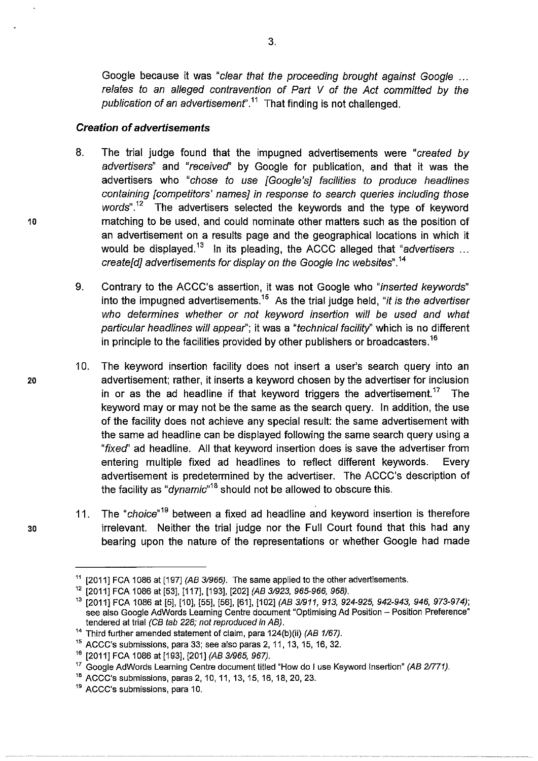Google because it was "*clear that the proceeding brought against Google ... relates to an alleged contravention of Part V of the Act committed by the publication of an advertisement*".[11] That finding is not challenged.

### *Creation of advertisements*

8. The trial judge found that the impugned advertisements were "*created by advertisers*" and "*received*" by Google for publication, and that it was the advertisers who "*chose to use [Google's] facilities to produce headlines containing [competitors' names] in response to search queries including those words*".[12] The advertisers selected the keywords and the type of keyword matching to be used, and could nominate other matters such as the position of an advertisement on a results page and the geographical locations in which it would be displayed.[13] In its pleading, the ACCC alleged that "*advertisers ... create[d] advertisements for display on the Google Inc websites*".[14]

9. Contrary to the ACCC's assertion, it was not Google who "*inserted keywords*" into the impugned advertisements.[15] As the trial judge held, "*it is the advertiser who determines whether or not keyword insertion will be used and what particular headlines will appear*"; it was a "*technical facility*" which is no different in principle to the facilities provided by other publishers or broadcasters.[16]

10. The keyword insertion facility does not insert a user's search query into an advertisement; rather, it inserts a keyword chosen by the advertiser for inclusion in or as the ad headline if that keyword triggers the advertisement.[17] The keyword may or may not be the same as the search query. In addition, the use of the facility does not achieve any special result: the same advertisement with the same ad headline can be displayed following the same search query using a "*fixed*" ad headline. All that keyword insertion does is save the advertiser from entering multiple fixed ad headlines to reflect different keywords. Every advertisement is predetermined by the advertiser. The ACCC's description of the facility as "*dynamic*"[18] should not be allowed to obscure this.

11. The "*choice*"[19] between a fixed ad headline and keyword insertion is therefore irrelevant. Neither the trial judge nor the Full Court found that this had any bearing upon the nature of the representations or whether Google had made

---

[11] [2011] FCA 1086 at [197] *(AB 3/966)*. The same applied to the other advertisements.

[12] [2011] FCA 1086 at [53], [117], [193], [202] *(AB 3/923, 965-966, 968)*.

[13] [2011] FCA 1086 at [5], [10], [55], [56], [61], [102] *(AB 3/911, 913, 924-925, 942-943, 946, 973-974)*; see also Google AdWords Learning Centre document "Optimising Ad Position – Position Preference" tendered at trial *(CB tab 228; not reproduced in AB)*.

[14] Third further amended statement of claim, para 124(b)(ii) *(AB 1/67)*.

[15] ACCC's submissions, para 33; see also paras 2, 11, 13, 15, 16, 32.

[16] [2011] FCA 1086 at [193], [201] *(AB 3/965, 967)*.

[17] Google AdWords Learning Centre document titled "How do I use Keyword Insertion" *(AB 2/771)*.

[18] ACCC's submissions, paras 2, 10, 11, 13, 15, 16, 18, 20, 23.

[19] ACCC's submissions, para 10.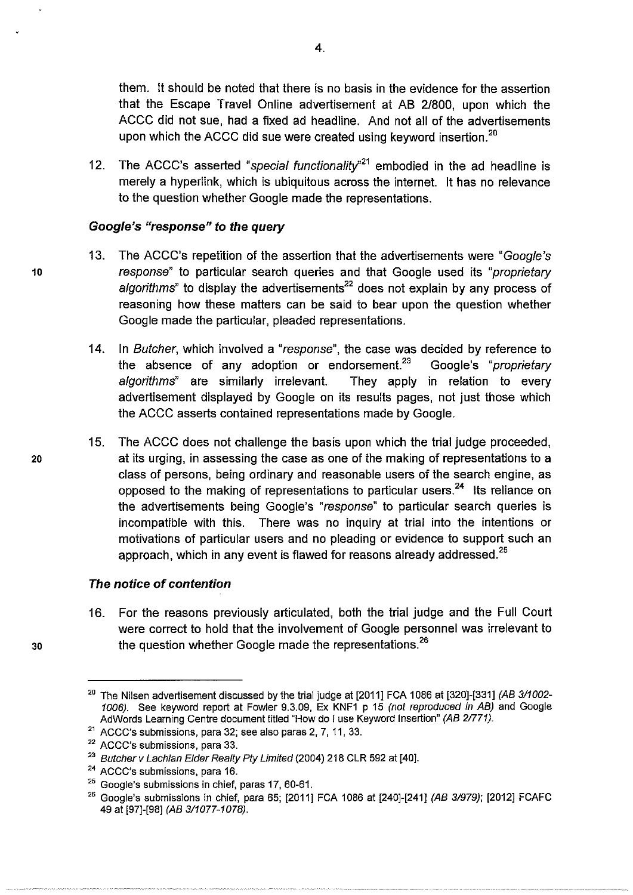them. It should be noted that there is no basis in the evidence for the assertion that the Escape Travel Online advertisement at AB 2/800, upon which the ACCC did not sue, had a fixed ad headline. And not all of the advertisements upon which the ACCC did sue were created using keyword insertion.[20]

12. The ACCC's asserted "*special functionality*"[21] embodied in the ad headline is merely a hyperlink, which is ubiquitous across the internet. It has no relevance to the question whether Google made the representations.

### *Google's "response" to the query*

13. The ACCC's repetition of the assertion that the advertisements were "*Google's response*" to particular search queries and that Google used its "*proprietary algorithms*" to display the advertisements[22] does not explain by any process of reasoning how these matters can be said to bear upon the question whether Google made the particular, pleaded representations.

14. In *Butcher*, which involved a "*response*", the case was decided by reference to the absence of any adoption or endorsement.[23] Google's "*proprietary algorithms*" are similarly irrelevant. They apply in relation to every advertisement displayed by Google on its results pages, not just those which the ACCC asserts contained representations made by Google.

15. The ACCC does not challenge the basis upon which the trial judge proceeded, at its urging, in assessing the case as one of the making of representations to a class of persons, being ordinary and reasonable users of the search engine, as opposed to the making of representations to particular users.[24] Its reliance on the advertisements being Google's "*response*" to particular search queries is incompatible with this. There was no inquiry at trial into the intentions or motivations of particular users and no pleading or evidence to support such an approach, which in any event is flawed for reasons already addressed.[25]

### *The notice of contention*

16. For the reasons previously articulated, both the trial judge and the Full Court were correct to hold that the involvement of Google personnel was irrelevant to the question whether Google made the representations.[26]

---

[20] The Nilsen advertisement discussed by the trial judge at [2011] FCA 1086 at [320]-[331] *(AB 3/1002-1006)*. See keyword report at Fowler 9.3.09, Ex KNF1 p 15 *(not reproduced in AB)* and Google AdWords Learning Centre document titled "How do I use Keyword Insertion" *(AB 2/771)*.

[21] ACCC's submissions, para 32; see also paras 2, 7, 11, 33.

[22] ACCC's submissions, para 33.

[23] *Butcher v Lachlan Elder Realty Pty Limited* (2004) 218 CLR 592 at [40].

[24] ACCC's submissions, para 16.

[25] Google's submissions in chief, paras 17, 60-61.

[26] Google's submissions in chief, para 65; [2011] FCA 1086 at [240]-[241] *(AB 3/979)*; [2012] FCAFC 49 at [97]-[98] *(AB 3/1077-1078)*.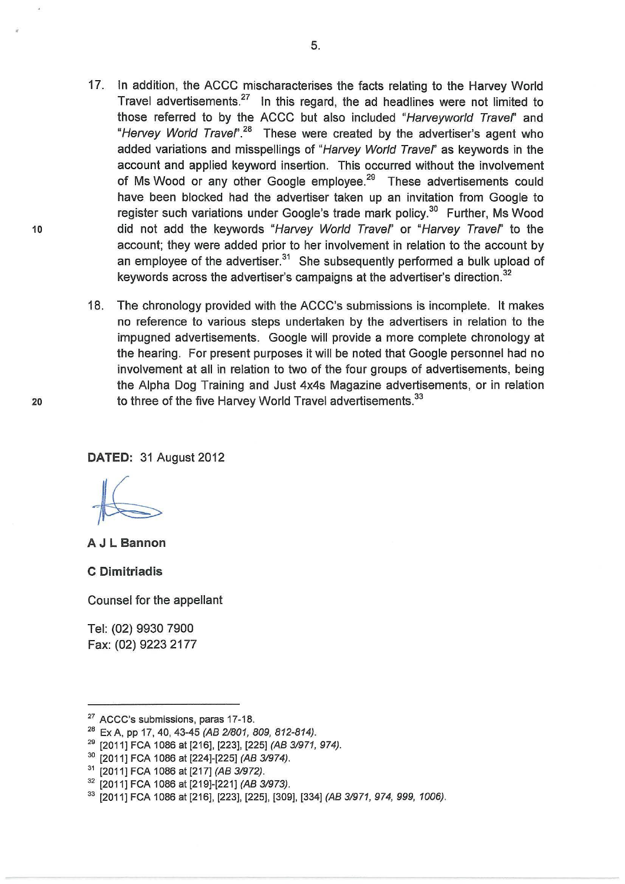17. In addition, the ACCC mischaracterises the facts relating to the Harvey World Travel advertisements.[27] In this regard, the ad headlines were not limited to those referred to by the ACCC but also included *"Harveyworld Travel"* and *"Hervey World Travel"*.[28] These were created by the advertiser's agent who added variations and misspellings of *"Harvey World Travel"* as keywords in the account and applied keyword insertion. This occurred without the involvement of Ms Wood or any other Google employee.[29] These advertisements could have been blocked had the advertiser taken up an invitation from Google to register such variations under Google's trade mark policy.[30] Further, Ms Wood did not add the keywords *"Harvey World Travel"* or *"Harvey Travel"* to the account; they were added prior to her involvement in relation to the account by an employee of the advertiser.[31] She subsequently performed a bulk upload of keywords across the advertiser's campaigns at the advertiser's direction.[32]

18. The chronology provided with the ACCC's submissions is incomplete. It makes no reference to various steps undertaken by the advertisers in relation to the impugned advertisements. Google will provide a more complete chronology at the hearing. For present purposes it will be noted that Google personnel had no involvement at all in relation to two of the four groups of advertisements, being the Alpha Dog Training and Just 4x4s Magazine advertisements, or in relation to three of the five Harvey World Travel advertisements.[33]

**DATED:** 31 August 2012

**A J L Bannon**

**C Dimitriadis**

Counsel for the appellant

Tel: (02) 9930 7900
Fax: (02) 9223 2177

---

[27] ACCC's submissions, paras 17-18.

[28] Ex A, pp 17, 40, 43-45 *(AB 2/801, 809, 812-814)*.

[29] [2011] FCA 1086 at [216], [223], [225] *(AB 3/971, 974)*.

[30] [2011] FCA 1086 at [224]-[225] *(AB 3/974)*.

[31] [2011] FCA 1086 at [217] *(AB 3/972)*.

[32] [2011] FCA 1086 at [219]-[221] *(AB 3/973)*.

[33] [2011] FCA 1086 at [216], [223], [225], [309], [334] *(AB 3/971, 974, 999, 1006)*.